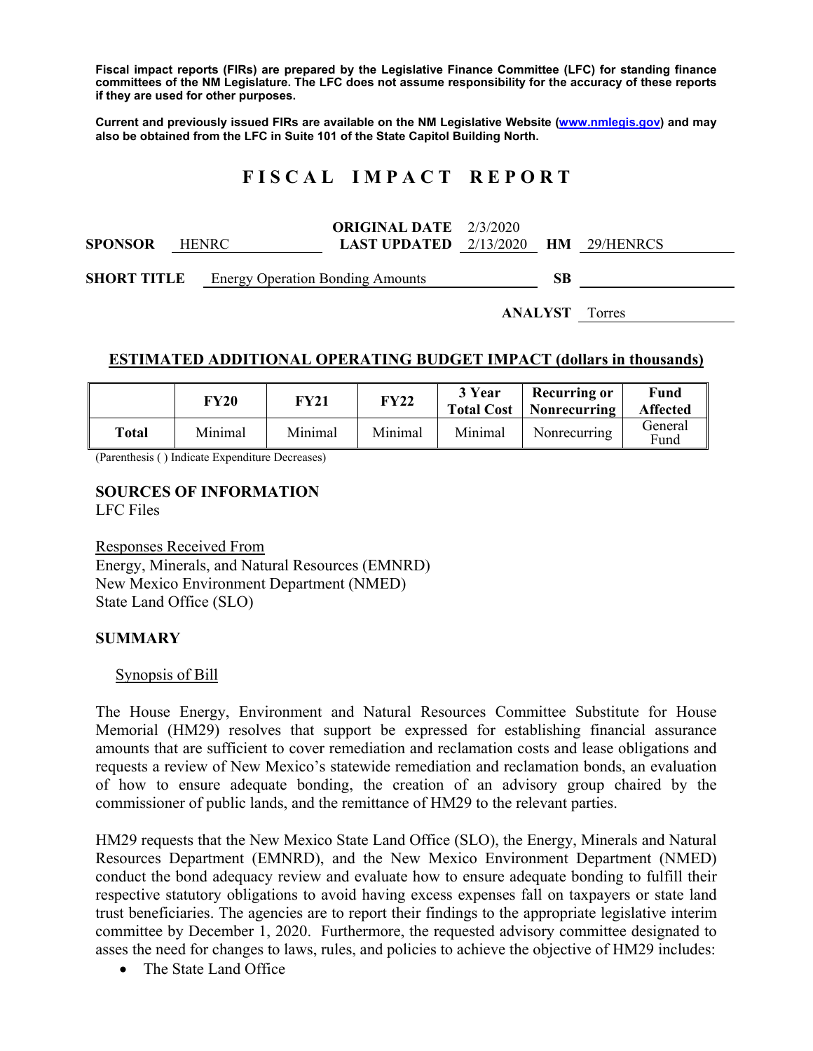**Fiscal impact reports (FIRs) are prepared by the Legislative Finance Committee (LFC) for standing finance committees of the NM Legislature. The LFC does not assume responsibility for the accuracy of these reports if they are used for other purposes.**

**Current and previously issued FIRs are available on the NM Legislative Website (www.nmlegis.gov) and may also be obtained from the LFC in Suite 101 of the State Capitol Building North.**

# FISCAL IMPACT REPORT

**SPONSOR** HENRC **ORIGINAL DATE** 2/3/2020 **LAST UPDATED** 2/13/2020 **HM** 29/HENRCS

**SHORT TITLE** Energy Operation Bonding Amounts **SB**

**ANALYST** Torres

## ESTIMATED ADDITIONAL OPERATING BUDGET IMPACT (dollars in thousands)

| | FY20 | FY21 | FY22 | 3 Year Total Cost | Recurring or Nonrecurring | Fund Affected |
|---|---|---|---|---|---|---|
| **Total** | Minimal | Minimal | Minimal | Minimal | Nonrecurring | General Fund |

(Parenthesis ( ) Indicate Expenditure Decreases)

## SOURCES OF INFORMATION

LFC Files

Responses Received From
Energy, Minerals, and Natural Resources (EMNRD)
New Mexico Environment Department (NMED)
State Land Office (SLO)

## SUMMARY

Synopsis of Bill

The House Energy, Environment and Natural Resources Committee Substitute for House Memorial (HM29) resolves that support be expressed for establishing financial assurance amounts that are sufficient to cover remediation and reclamation costs and lease obligations and requests a review of New Mexico's statewide remediation and reclamation bonds, an evaluation of how to ensure adequate bonding, the creation of an advisory group chaired by the commissioner of public lands, and the remittance of HM29 to the relevant parties.

HM29 requests that the New Mexico State Land Office (SLO), the Energy, Minerals and Natural Resources Department (EMNRD), and the New Mexico Environment Department (NMED) conduct the bond adequacy review and evaluate how to ensure adequate bonding to fulfill their respective statutory obligations to avoid having excess expenses fall on taxpayers or state land trust beneficiaries. The agencies are to report their findings to the appropriate legislative interim committee by December 1, 2020. Furthermore, the requested advisory committee designated to asses the need for changes to laws, rules, and policies to achieve the objective of HM29 includes:

- The State Land Office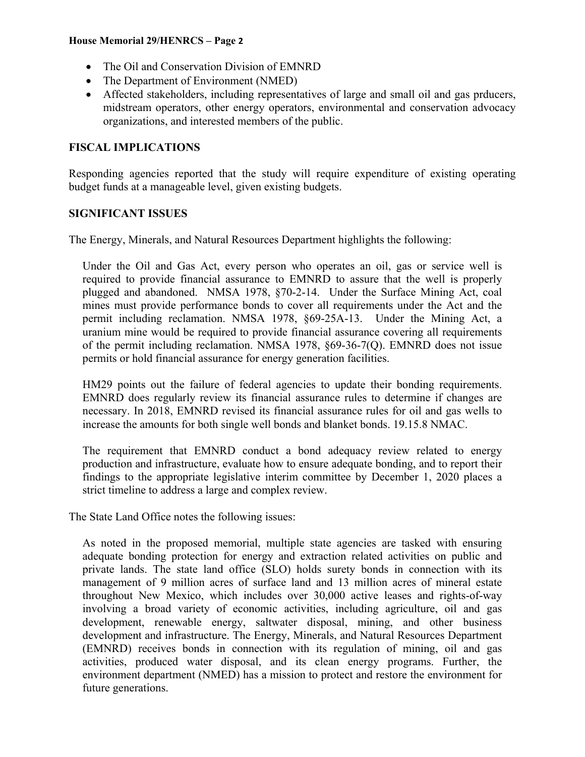- The Oil and Conservation Division of EMNRD
- The Department of Environment (NMED)
- Affected stakeholders, including representatives of large and small oil and gas prducers, midstream operators, other energy operators, environmental and conservation advocacy organizations, and interested members of the public.

## FISCAL IMPLICATIONS

Responding agencies reported that the study will require expenditure of existing operating budget funds at a manageable level, given existing budgets.

## SIGNIFICANT ISSUES

The Energy, Minerals, and Natural Resources Department highlights the following:

> Under the Oil and Gas Act, every person who operates an oil, gas or service well is required to provide financial assurance to EMNRD to assure that the well is properly plugged and abandoned. NMSA 1978, §70-2-14. Under the Surface Mining Act, coal mines must provide performance bonds to cover all requirements under the Act and the permit including reclamation. NMSA 1978, §69-25A-13. Under the Mining Act, a uranium mine would be required to provide financial assurance covering all requirements of the permit including reclamation. NMSA 1978, §69-36-7(Q). EMNRD does not issue permits or hold financial assurance for energy generation facilities.
>
> HM29 points out the failure of federal agencies to update their bonding requirements. EMNRD does regularly review its financial assurance rules to determine if changes are necessary. In 2018, EMNRD revised its financial assurance rules for oil and gas wells to increase the amounts for both single well bonds and blanket bonds. 19.15.8 NMAC.
>
> The requirement that EMNRD conduct a bond adequacy review related to energy production and infrastructure, evaluate how to ensure adequate bonding, and to report their findings to the appropriate legislative interim committee by December 1, 2020 places a strict timeline to address a large and complex review.

The State Land Office notes the following issues:

> As noted in the proposed memorial, multiple state agencies are tasked with ensuring adequate bonding protection for energy and extraction related activities on public and private lands. The state land office (SLO) holds surety bonds in connection with its management of 9 million acres of surface land and 13 million acres of mineral estate throughout New Mexico, which includes over 30,000 active leases and rights-of-way involving a broad variety of economic activities, including agriculture, oil and gas development, renewable energy, saltwater disposal, mining, and other business development and infrastructure. The Energy, Minerals, and Natural Resources Department (EMNRD) receives bonds in connection with its regulation of mining, oil and gas activities, produced water disposal, and its clean energy programs. Further, the environment department (NMED) has a mission to protect and restore the environment for future generations.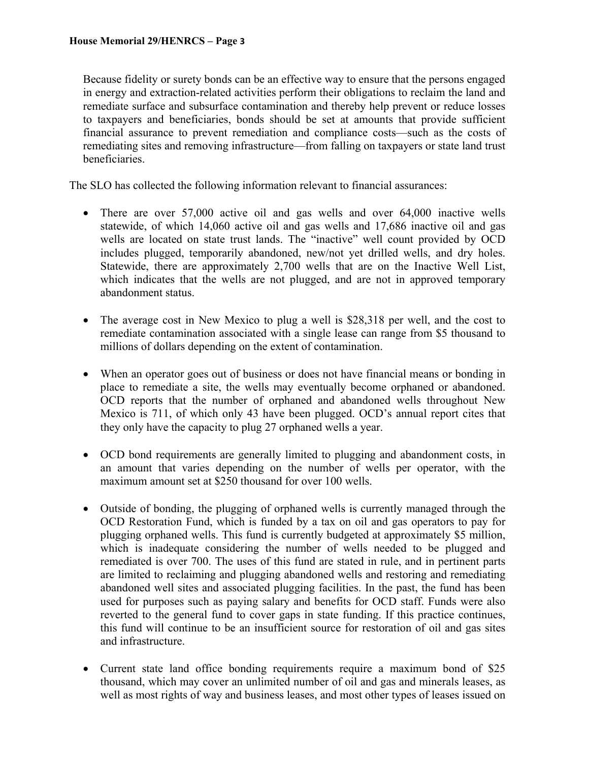Because fidelity or surety bonds can be an effective way to ensure that the persons engaged in energy and extraction-related activities perform their obligations to reclaim the land and remediate surface and subsurface contamination and thereby help prevent or reduce losses to taxpayers and beneficiaries, bonds should be set at amounts that provide sufficient financial assurance to prevent remediation and compliance costs—such as the costs of remediating sites and removing infrastructure—from falling on taxpayers or state land trust beneficiaries.

The SLO has collected the following information relevant to financial assurances:

- There are over 57,000 active oil and gas wells and over 64,000 inactive wells statewide, of which 14,060 active oil and gas wells and 17,686 inactive oil and gas wells are located on state trust lands. The "inactive" well count provided by OCD includes plugged, temporarily abandoned, new/not yet drilled wells, and dry holes. Statewide, there are approximately 2,700 wells that are on the Inactive Well List, which indicates that the wells are not plugged, and are not in approved temporary abandonment status.

- The average cost in New Mexico to plug a well is $28,318 per well, and the cost to remediate contamination associated with a single lease can range from $5 thousand to millions of dollars depending on the extent of contamination.

- When an operator goes out of business or does not have financial means or bonding in place to remediate a site, the wells may eventually become orphaned or abandoned. OCD reports that the number of orphaned and abandoned wells throughout New Mexico is 711, of which only 43 have been plugged. OCD's annual report cites that they only have the capacity to plug 27 orphaned wells a year.

- OCD bond requirements are generally limited to plugging and abandonment costs, in an amount that varies depending on the number of wells per operator, with the maximum amount set at $250 thousand for over 100 wells.

- Outside of bonding, the plugging of orphaned wells is currently managed through the OCD Restoration Fund, which is funded by a tax on oil and gas operators to pay for plugging orphaned wells. This fund is currently budgeted at approximately $5 million, which is inadequate considering the number of wells needed to be plugged and remediated is over 700. The uses of this fund are stated in rule, and in pertinent parts are limited to reclaiming and plugging abandoned wells and restoring and remediating abandoned well sites and associated plugging facilities. In the past, the fund has been used for purposes such as paying salary and benefits for OCD staff. Funds were also reverted to the general fund to cover gaps in state funding. If this practice continues, this fund will continue to be an insufficient source for restoration of oil and gas sites and infrastructure.

- Current state land office bonding requirements require a maximum bond of $25 thousand, which may cover an unlimited number of oil and gas and minerals leases, as well as most rights of way and business leases, and most other types of leases issued on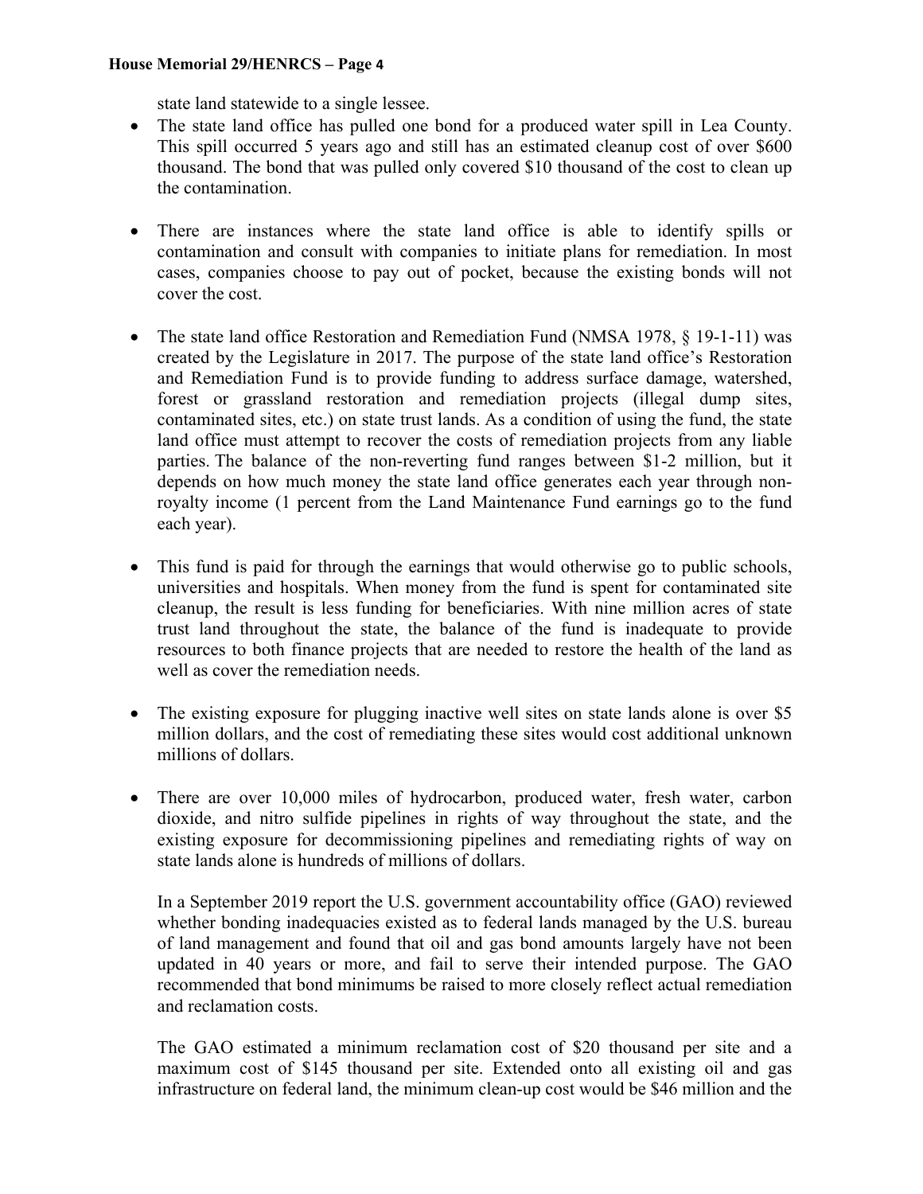state land statewide to a single lessee.

- The state land office has pulled one bond for a produced water spill in Lea County. This spill occurred 5 years ago and still has an estimated cleanup cost of over $600 thousand. The bond that was pulled only covered $10 thousand of the cost to clean up the contamination.

- There are instances where the state land office is able to identify spills or contamination and consult with companies to initiate plans for remediation. In most cases, companies choose to pay out of pocket, because the existing bonds will not cover the cost.

- The state land office Restoration and Remediation Fund (NMSA 1978, § 19-1-11) was created by the Legislature in 2017. The purpose of the state land office's Restoration and Remediation Fund is to provide funding to address surface damage, watershed, forest or grassland restoration and remediation projects (illegal dump sites, contaminated sites, etc.) on state trust lands. As a condition of using the fund, the state land office must attempt to recover the costs of remediation projects from any liable parties. The balance of the non-reverting fund ranges between $1-2 million, but it depends on how much money the state land office generates each year through non-royalty income (1 percent from the Land Maintenance Fund earnings go to the fund each year).

- This fund is paid for through the earnings that would otherwise go to public schools, universities and hospitals. When money from the fund is spent for contaminated site cleanup, the result is less funding for beneficiaries. With nine million acres of state trust land throughout the state, the balance of the fund is inadequate to provide resources to both finance projects that are needed to restore the health of the land as well as cover the remediation needs.

- The existing exposure for plugging inactive well sites on state lands alone is over $5 million dollars, and the cost of remediating these sites would cost additional unknown millions of dollars.

- There are over 10,000 miles of hydrocarbon, produced water, fresh water, carbon dioxide, and nitro sulfide pipelines in rights of way throughout the state, and the existing exposure for decommissioning pipelines and remediating rights of way on state lands alone is hundreds of millions of dollars.

In a September 2019 report the U.S. government accountability office (GAO) reviewed whether bonding inadequacies existed as to federal lands managed by the U.S. bureau of land management and found that oil and gas bond amounts largely have not been updated in 40 years or more, and fail to serve their intended purpose. The GAO recommended that bond minimums be raised to more closely reflect actual remediation and reclamation costs.

The GAO estimated a minimum reclamation cost of $20 thousand per site and a maximum cost of $145 thousand per site. Extended onto all existing oil and gas infrastructure on federal land, the minimum clean-up cost would be $46 million and the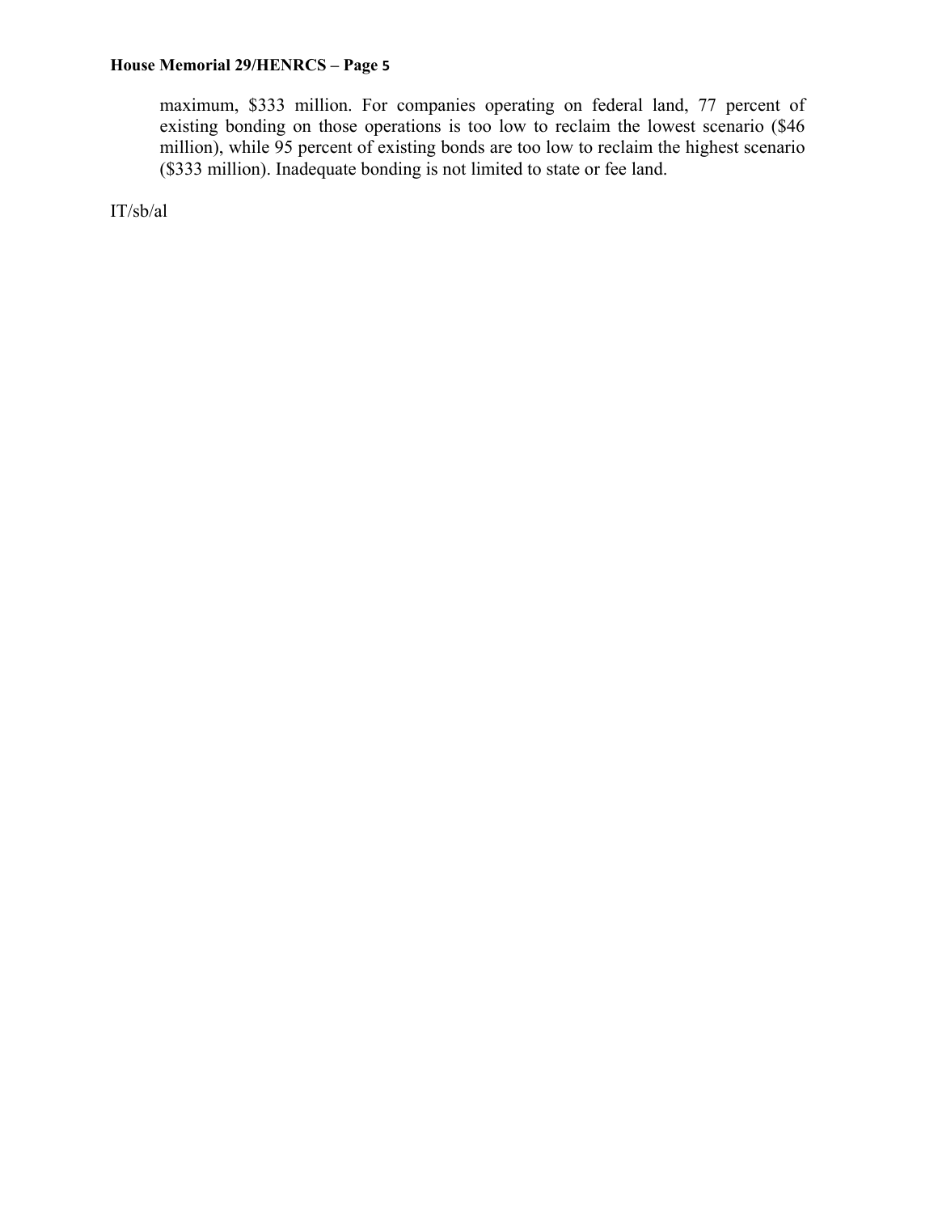maximum, $333 million. For companies operating on federal land, 77 percent of existing bonding on those operations is too low to reclaim the lowest scenario ($46 million), while 95 percent of existing bonds are too low to reclaim the highest scenario ($333 million). Inadequate bonding is not limited to state or fee land.

IT/sb/al